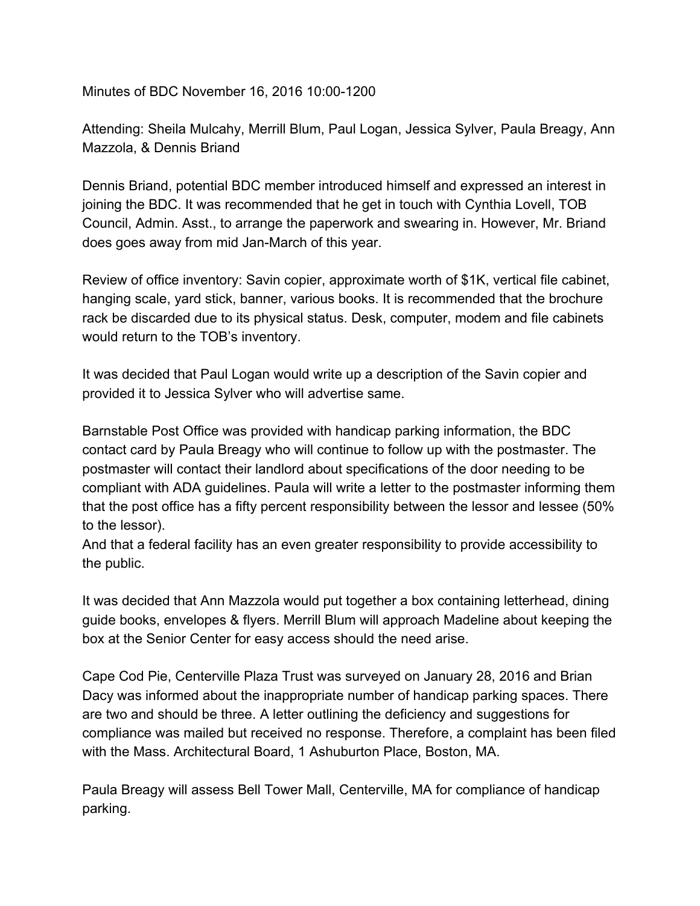Minutes of BDC November 16, 2016 10:00-1200

Attending: Sheila Mulcahy, Merrill Blum, Paul Logan, Jessica Sylver, Paula Breagy, Ann Mazzola, & Dennis Briand

Dennis Briand, potential BDC member introduced himself and expressed an interest in joining the BDC. It was recommended that he get in touch with Cynthia Lovell, TOB Council, Admin. Asst., to arrange the paperwork and swearing in. However, Mr. Briand does goes away from mid Jan-March of this year.

Review of office inventory: Savin copier, approximate worth of $1K, vertical file cabinet, hanging scale, yard stick, banner, various books. It is recommended that the brochure rack be discarded due to its physical status. Desk, computer, modem and file cabinets would return to the TOB's inventory.

It was decided that Paul Logan would write up a description of the Savin copier and provided it to Jessica Sylver who will advertise same.

Barnstable Post Office was provided with handicap parking information, the BDC contact card by Paula Breagy who will continue to follow up with the postmaster. The postmaster will contact their landlord about specifications of the door needing to be compliant with ADA guidelines. Paula will write a letter to the postmaster informing them that the post office has a fifty percent responsibility between the lessor and lessee (50% to the lessor).
And that a federal facility has an even greater responsibility to provide accessibility to the public.

It was decided that Ann Mazzola would put together a box containing letterhead, dining guide books, envelopes & flyers. Merrill Blum will approach Madeline about keeping the box at the Senior Center for easy access should the need arise.

Cape Cod Pie, Centerville Plaza Trust was surveyed on January 28, 2016 and Brian Dacy was informed about the inappropriate number of handicap parking spaces. There are two and should be three. A letter outlining the deficiency and suggestions for compliance was mailed but received no response. Therefore, a complaint has been filed with the Mass. Architectural Board, 1 Ashuburton Place, Boston, MA.

Paula Breagy will assess Bell Tower Mall, Centerville, MA for compliance of handicap parking.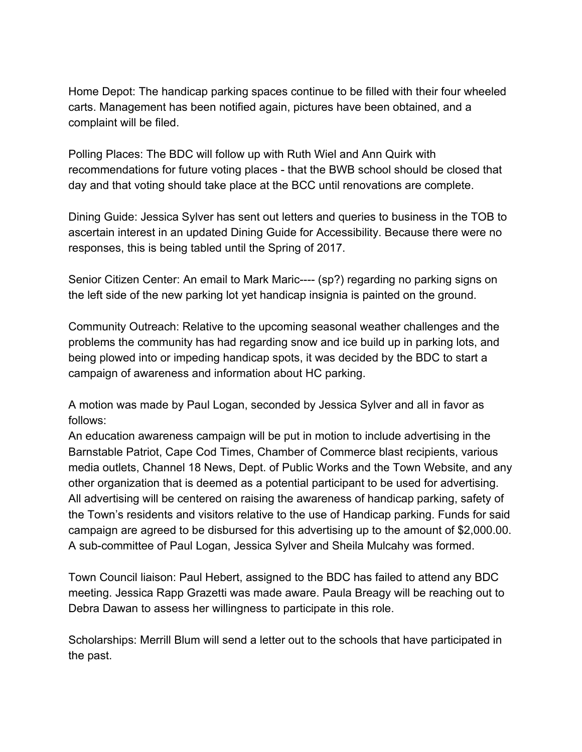Home Depot: The handicap parking spaces continue to be filled with their four wheeled carts. Management has been notified again, pictures have been obtained, and a complaint will be filed.

Polling Places: The BDC will follow up with Ruth Wiel and Ann Quirk with recommendations for future voting places - that the BWB school should be closed that day and that voting should take place at the BCC until renovations are complete.

Dining Guide: Jessica Sylver has sent out letters and queries to business in the TOB to ascertain interest in an updated Dining Guide for Accessibility. Because there were no responses, this is being tabled until the Spring of 2017.

Senior Citizen Center: An email to Mark Maric---- (sp?) regarding no parking signs on the left side of the new parking lot yet handicap insignia is painted on the ground.

Community Outreach: Relative to the upcoming seasonal weather challenges and the problems the community has had regarding snow and ice build up in parking lots, and being plowed into or impeding handicap spots, it was decided by the BDC to start a campaign of awareness and information about HC parking.

A motion was made by Paul Logan, seconded by Jessica Sylver and all in favor as follows:
An education awareness campaign will be put in motion to include advertising in the Barnstable Patriot, Cape Cod Times, Chamber of Commerce blast recipients, various media outlets, Channel 18 News, Dept. of Public Works and the Town Website, and any other organization that is deemed as a potential participant to be used for advertising. All advertising will be centered on raising the awareness of handicap parking, safety of the Town's residents and visitors relative to the use of Handicap parking. Funds for said campaign are agreed to be disbursed for this advertising up to the amount of $2,000.00. A sub-committee of Paul Logan, Jessica Sylver and Sheila Mulcahy was formed.

Town Council liaison: Paul Hebert, assigned to the BDC has failed to attend any BDC meeting. Jessica Rapp Grazetti was made aware. Paula Breagy will be reaching out to Debra Dawan to assess her willingness to participate in this role.

Scholarships: Merrill Blum will send a letter out to the schools that have participated in the past.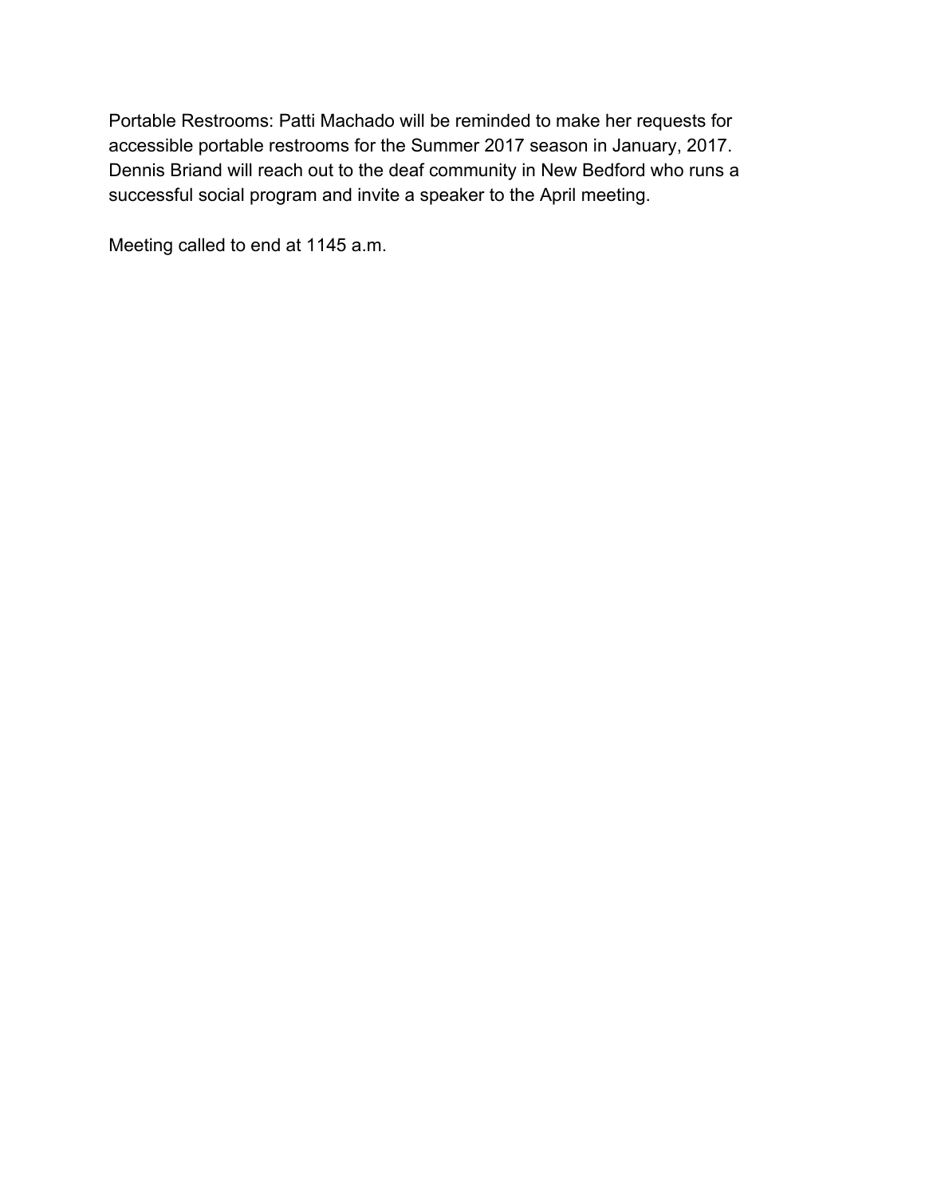Portable Restrooms: Patti Machado will be reminded to make her requests for accessible portable restrooms for the Summer 2017 season in January, 2017. Dennis Briand will reach out to the deaf community in New Bedford who runs a successful social program and invite a speaker to the April meeting.

Meeting called to end at 1145 a.m.